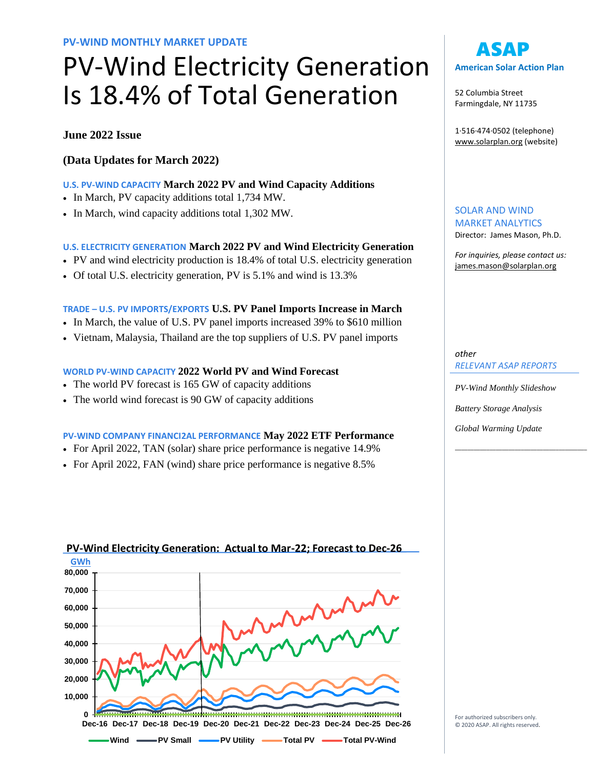PV-WIND MONTHLY MARKET UPDATE

# PV-Wind Electricity Generation Is 18.4% of Total Generation

**June 2022 Issue**

**(Data Updates for March 2022)**

U.S. PV-WIND CAPACITY **March 2022 PV and Wind Capacity Additions**

- In March, PV capacity additions total 1,734 MW.
- In March, wind capacity additions total 1,302 MW.

U.S. ELECTRICITY GENERATION **March 2022 PV and Wind Electricity Generation**

- PV and wind electricity production is 18.4% of total U.S. electricity generation
- Of total U.S. electricity generation, PV is 5.1% and wind is 13.3%

TRADE – U.S. PV IMPORTS/EXPORTS **U.S. PV Panel Imports Increase in March**

- In March, the value of U.S. PV panel imports increased 39% to $610 million
- Vietnam, Malaysia, Thailand are the top suppliers of U.S. PV panel imports

WORLD PV-WIND CAPACITY **2022 World PV and Wind Forecast**

- The world PV forecast is 165 GW of capacity additions
- The world wind forecast is 90 GW of capacity additions

PV-WIND COMPANY FINANCI2AL PERFORMANCE **May 2022 ETF Performance**

- For April 2022, TAN (solar) share price performance is negative 14.9%
- For April 2022, FAN (wind) share price performance is negative 8.5%

**PV-Wind Electricity Generation: Actual to Mar-22; Forecast to Dec-26**

GWh

80,000
70,000
60,000
50,000
40,000
30,000
20,000
10,000
0

Dec-16 Dec-17 Dec-18 Dec-19 Dec-20 Dec-21 Dec-22 Dec-23 Dec-24 Dec-25 Dec-26

Wind, PV Small, PV Utility, Total PV, Total PV-Wind

**ASAP**
**American Solar Action Plan**

52 Columbia Street
Farmingdale, NY 11735

1·516·474·0502 (telephone)
www.solarplan.org (website)

SOLAR AND WIND MARKET ANALYTICS
Director: James Mason, Ph.D.

*For inquiries, please contact us:*
james.mason@solarplan.org

*other*
*RELEVANT ASAP REPORTS*

*PV-Wind Monthly Slideshow*

*Battery Storage Analysis*

*Global Warming Update*

For authorized subscribers only.
© 2020 ASAP. All rights reserved.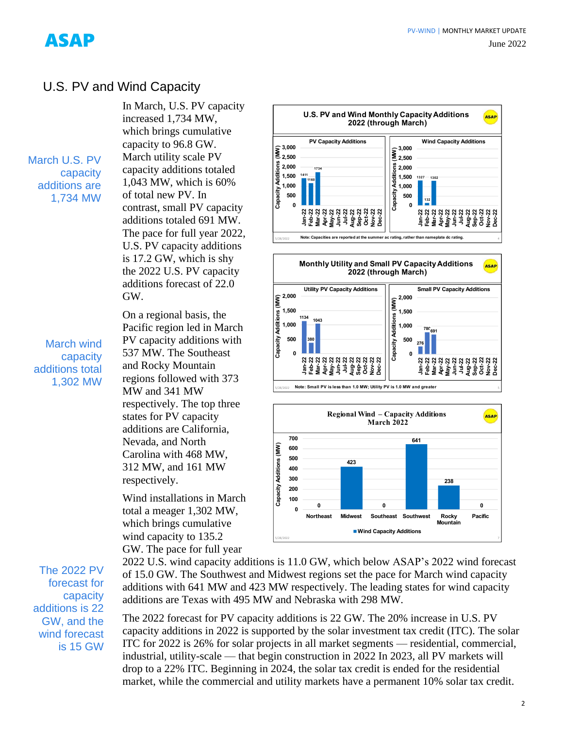## U.S. PV and Wind Capacity

March U.S. PV capacity additions are 1,734 MW

In March, U.S. PV capacity increased 1,734 MW, which brings cumulative capacity to 96.8 GW. March utility scale PV capacity additions totaled 1,043 MW, which is 60% of total new PV. In contrast, small PV capacity additions totaled 691 MW. The pace for full year 2022, U.S. PV capacity additions is 17.2 GW, which is shy the 2022 U.S. PV capacity additions forecast of 22.0 GW.

March wind capacity additions total 1,302 MW

On a regional basis, the Pacific region led in March PV capacity additions with 537 MW. The Southeast and Rocky Mountain regions followed with 373 MW and 341 MW respectively. The top three states for PV capacity additions are California, Nevada, and North Carolina with 468 MW, 312 MW, and 161 MW respectively.

Wind installations in March total a meager 1,302 MW, which brings cumulative wind capacity to 135.2 GW. The pace for full year 2022 U.S. wind capacity additions is 11.0 GW, which below ASAP's 2022 wind forecast of 15.0 GW. The Southwest and Midwest regions set the pace for March wind capacity additions with 641 MW and 423 MW respectively. The leading states for wind capacity additions are Texas with 495 MW and Nebraska with 298 MW.

U.S. PV and Wind Monthly Capacity Additions
2022 (through March)

PV Capacity Additions
Capacity Additions (MW)
3,000
2,500
2,000
1,500
1,000
500
0
1411
1160
1734
Jan-22 Feb-22 Mar-22 Apr-22 May-22 Jun-22 Jul-22 Aug-22 Sep-22 Oct-22 Nov-22 Dec-22

Wind Capacity Additions
Capacity Additions (MW)
3,000
2,500
2,000
1,500
1,000
500
0
1327
132
1302
Jan-22 Feb-22 Mar-22 Apr-22 May-22 Jun-22 Jul-22 Aug-22 Sep-22 Oct-22 Nov-22 Dec-22

Note: Capacities are reported at the summer ac rating, rather than nameplate dc rating.

Monthly Utility and Small PV Capacity Additions
2022 (through March)

Utility PV Capacity Additions
Capacity Additions (MW)
2,000
1,500
1,000
500
0
1134
380
1043
Jan-22 Feb-22 Mar-22 Apr-22 May-22 Jun-22 Jul-22 Aug-22 Sep-22 Oct-22 Nov-22 Dec-22

Small PV Capacity Additions
Capacity Additions (MW)
2,000
1,500
1,000
500
0
276
780
691
Jan-22 Feb-22 Mar-22 Apr-22 May-22 Jun-22 Jul-22 Aug-22 Sep-22 Oct-22 Nov-22 Dec-22

Note: Small PV is less than 1.0 MW; Utility PV is 1.0 MW and greater

Regional Wind – Capacity Additions
March 2022

Capacity Additions (MW)
700
600
500
400
300
200
100
0
Northeast 0
Midwest 423
Southeast 0
Southwest 641
Rocky Mountain 238
Pacific 0

Wind Capacity Additions

The 2022 PV forecast for capacity additions is 22 GW, and the wind forecast is 15 GW

The 2022 forecast for PV capacity additions is 22 GW. The 20% increase in U.S. PV capacity additions in 2022 is supported by the solar investment tax credit (ITC). The solar ITC for 2022 is 26% for solar projects in all market segments — residential, commercial, industrial, utility-scale — that begin construction in 2022 In 2023, all PV markets will drop to a 22% ITC. Beginning in 2024, the solar tax credit is ended for the residential market, while the commercial and utility markets have a permanent 10% solar tax credit.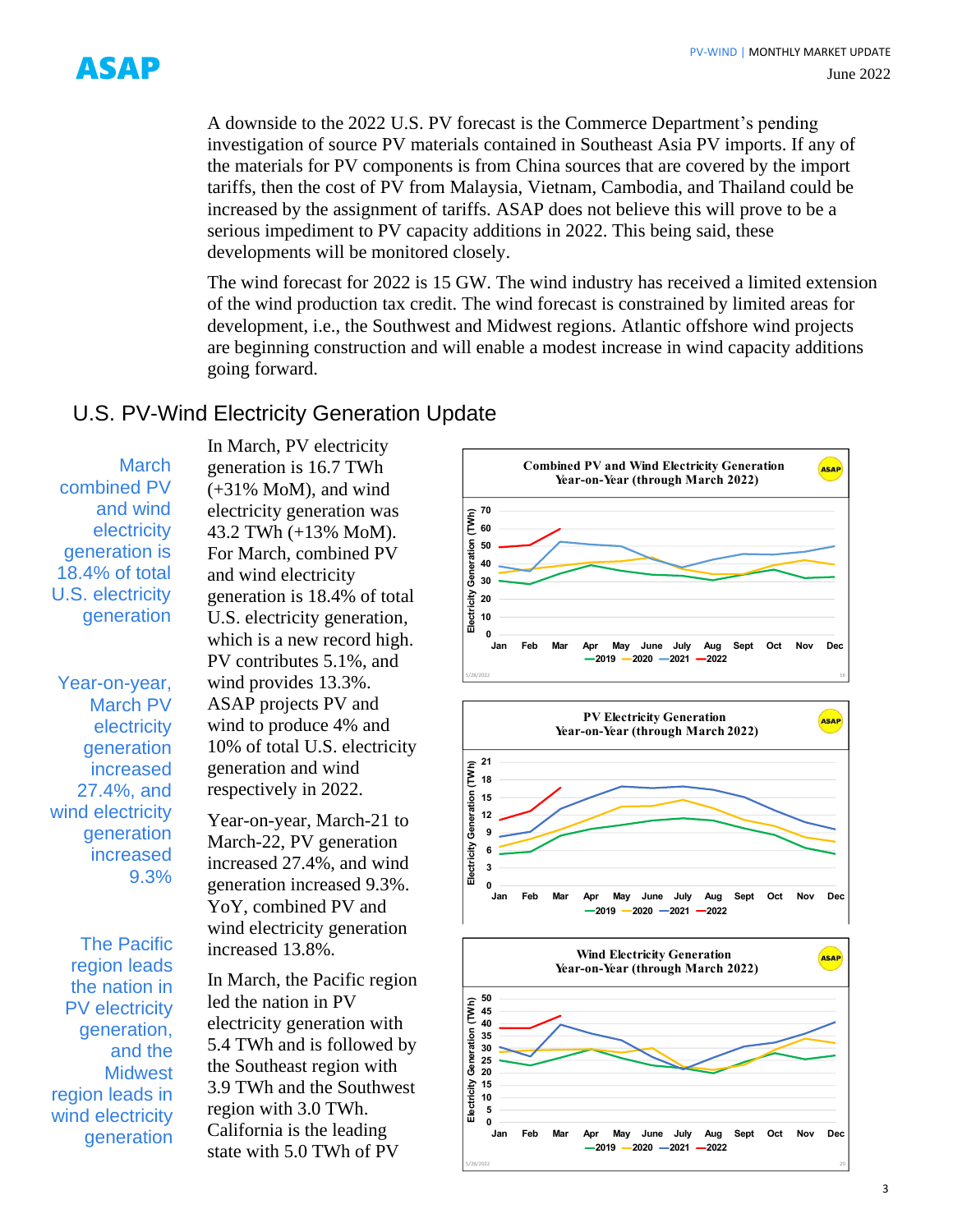A downside to the 2022 U.S. PV forecast is the Commerce Department's pending investigation of source PV materials contained in Southeast Asia PV imports. If any of the materials for PV components is from China sources that are covered by the import tariffs, then the cost of PV from Malaysia, Vietnam, Cambodia, and Thailand could be increased by the assignment of tariffs. ASAP does not believe this will prove to be a serious impediment to PV capacity additions in 2022. This being said, these developments will be monitored closely.

The wind forecast for 2022 is 15 GW. The wind industry has received a limited extension of the wind production tax credit. The wind forecast is constrained by limited areas for development, i.e., the Southwest and Midwest regions. Atlantic offshore wind projects are beginning construction and will enable a modest increase in wind capacity additions going forward.

## U.S. PV-Wind Electricity Generation Update

March combined PV and wind electricity generation is 18.4% of total U.S. electricity generation

In March, PV electricity generation is 16.7 TWh (+31% MoM), and wind electricity generation was 43.2 TWh (+13% MoM). For March, combined PV and wind electricity generation is 18.4% of total U.S. electricity generation, which is a new record high. PV contributes 5.1%, and wind provides 13.3%. ASAP projects PV and wind to produce 4% and 10% of total U.S. electricity generation and wind respectively in 2022.

Year-on-year, March PV electricity generation increased 27.4%, and wind electricity generation increased 9.3%

Year-on-year, March-21 to March-22, PV generation increased 27.4%, and wind generation increased 9.3%. YoY, combined PV and wind electricity generation increased 13.8%.

The Pacific region leads the nation in PV electricity generation, and the Midwest region leads in wind electricity generation

In March, the Pacific region led the nation in PV electricity generation with 5.4 TWh and is followed by the Southeast region with 3.9 TWh and the Southwest region with 3.0 TWh. California is the leading state with 5.0 TWh of PV

Combined PV and Wind Electricity Generation
Year-on-Year (through March 2022)
Electricity Generation (TWh)
0 10 20 30 40 50 60 70
Jan Feb Mar Apr May June July Aug Sept Oct Nov Dec
2019 2020 2021 2022
5/28/2022

PV Electricity Generation
Year-on-Year (through March 2022)
Electricity Generation (TWh)
0 3 6 9 12 15 18 21
Jan Feb Mar Apr May June July Aug Sept Oct Nov Dec
2019 2020 2021 2022

Wind Electricity Generation
Year-on-Year (through March 2022)
Electricity Generation (TWh)
0 5 10 15 20 25 30 35 40 45 50
Jan Feb Mar Apr May June July Aug Sept Oct Nov Dec
2019 2020 2021 2022
5/28/2022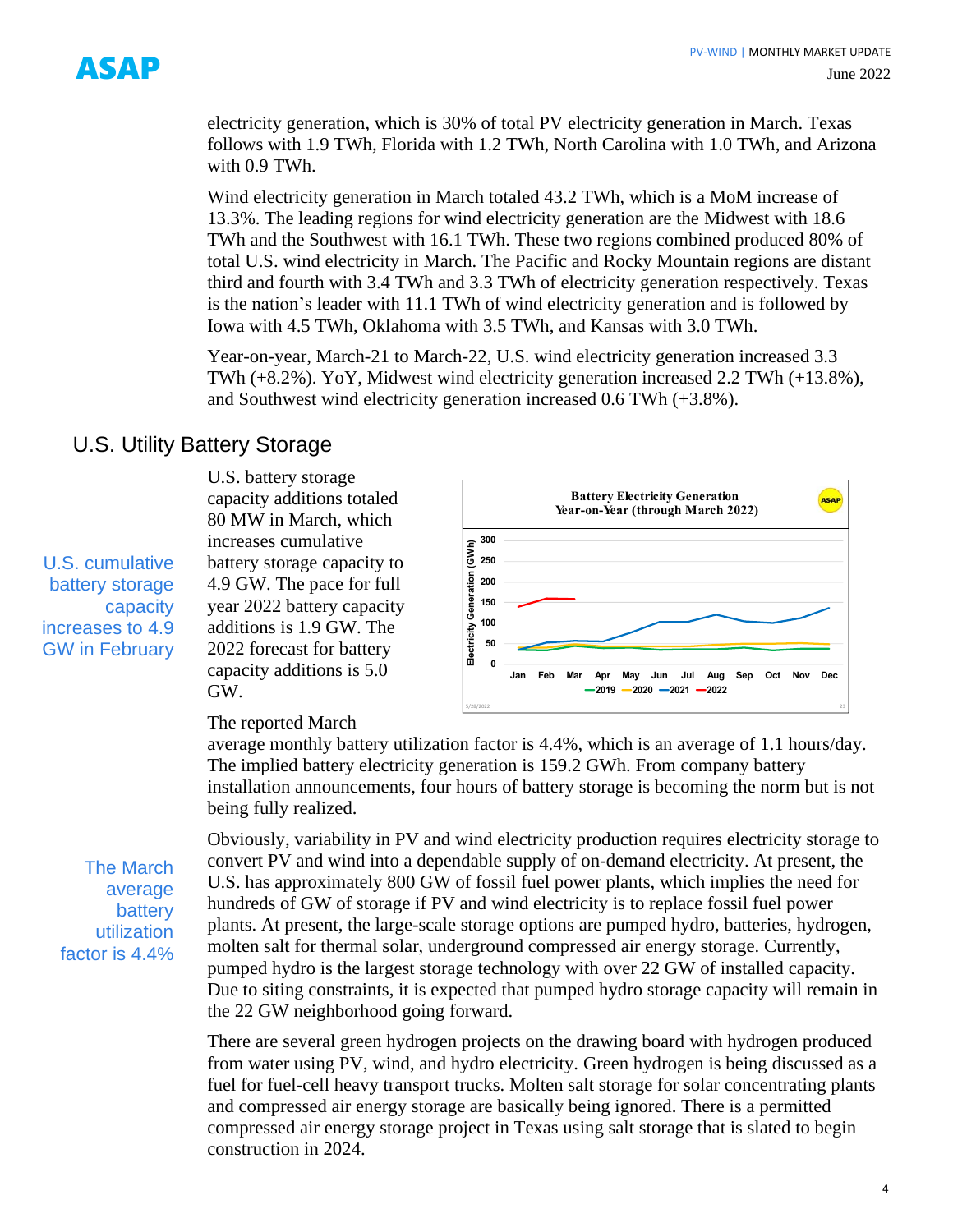electricity generation, which is 30% of total PV electricity generation in March. Texas follows with 1.9 TWh, Florida with 1.2 TWh, North Carolina with 1.0 TWh, and Arizona with 0.9 TWh.

Wind electricity generation in March totaled 43.2 TWh, which is a MoM increase of 13.3%. The leading regions for wind electricity generation are the Midwest with 18.6 TWh and the Southwest with 16.1 TWh. These two regions combined produced 80% of total U.S. wind electricity in March. The Pacific and Rocky Mountain regions are distant third and fourth with 3.4 TWh and 3.3 TWh of electricity generation respectively. Texas is the nation's leader with 11.1 TWh of wind electricity generation and is followed by Iowa with 4.5 TWh, Oklahoma with 3.5 TWh, and Kansas with 3.0 TWh.

Year-on-year, March-21 to March-22, U.S. wind electricity generation increased 3.3 TWh (+8.2%). YoY, Midwest wind electricity generation increased 2.2 TWh (+13.8%), and Southwest wind electricity generation increased 0.6 TWh (+3.8%).

## U.S. Utility Battery Storage

U.S. cumulative battery storage capacity increases to 4.9 GW in February

U.S. battery storage capacity additions totaled 80 MW in March, which increases cumulative battery storage capacity to 4.9 GW. The pace for full year 2022 battery capacity additions is 1.9 GW. The 2022 forecast for battery capacity additions is 5.0 GW.

The reported March average monthly battery utilization factor is 4.4%, which is an average of 1.1 hours/day. The implied battery electricity generation is 159.2 GWh. From company battery installation announcements, four hours of battery storage is becoming the norm but is not being fully realized.

The March average battery utilization factor is 4.4%

Obviously, variability in PV and wind electricity production requires electricity storage to convert PV and wind into a dependable supply of on-demand electricity. At present, the U.S. has approximately 800 GW of fossil fuel power plants, which implies the need for hundreds of GW of storage if PV and wind electricity is to replace fossil fuel power plants. At present, the large-scale storage options are pumped hydro, batteries, hydrogen, molten salt for thermal solar, underground compressed air energy storage. Currently, pumped hydro is the largest storage technology with over 22 GW of installed capacity. Due to siting constraints, it is expected that pumped hydro storage capacity will remain in the 22 GW neighborhood going forward.

There are several green hydrogen projects on the drawing board with hydrogen produced from water using PV, wind, and hydro electricity. Green hydrogen is being discussed as a fuel for fuel-cell heavy transport trucks. Molten salt storage for solar concentrating plants and compressed air energy storage are basically being ignored. There is a permitted compressed air energy storage project in Texas using salt storage that is slated to begin construction in 2024.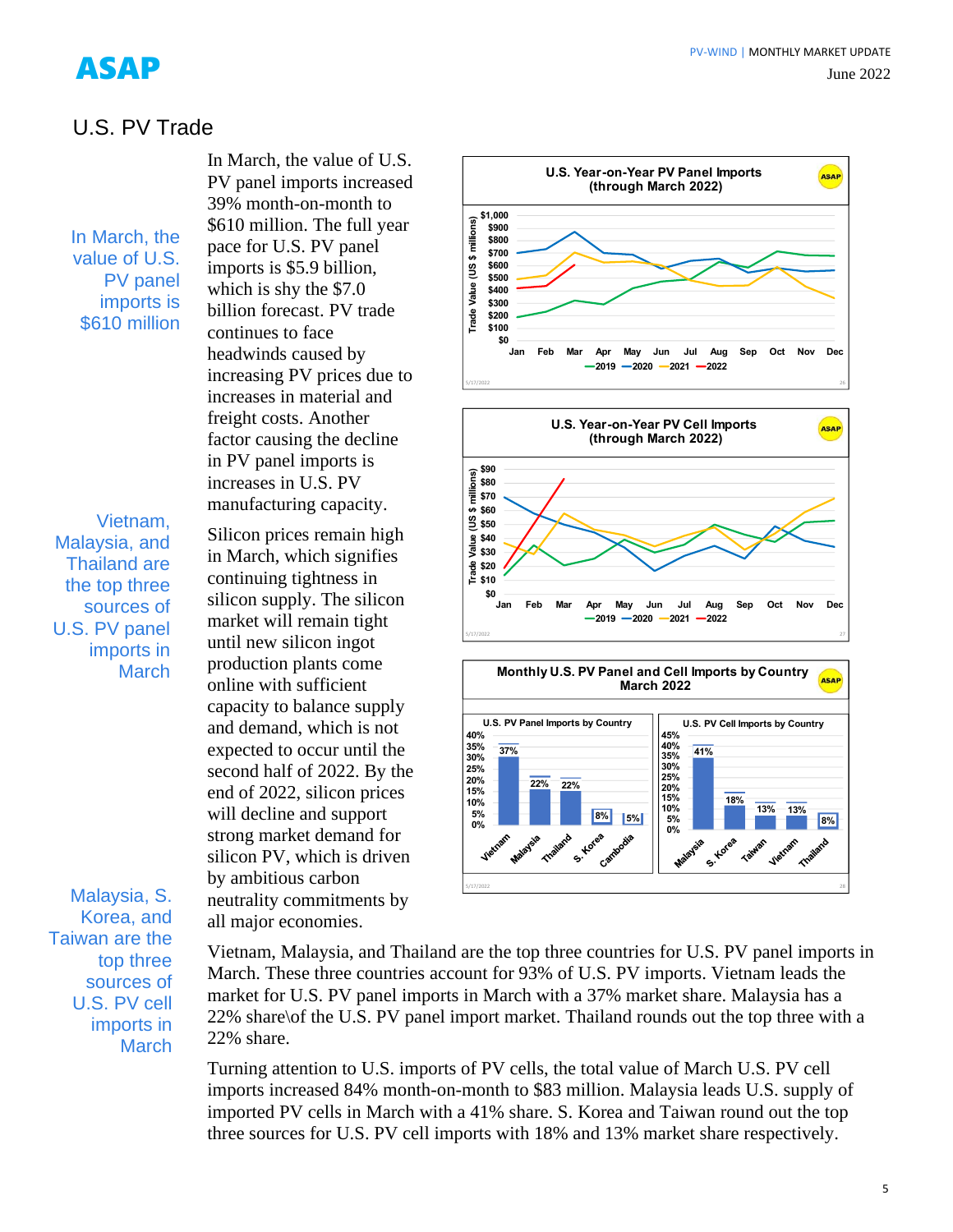# U.S. PV Trade

In March, the value of U.S. PV panel imports is $610 million

In March, the value of U.S. PV panel imports increased 39% month-on-month to $610 million. The full year pace for U.S. PV panel imports is $5.9 billion, which is shy the $7.0 billion forecast. PV trade continues to face headwinds caused by increasing PV prices due to increases in material and freight costs. Another factor causing the decline in PV panel imports is increases in U.S. PV manufacturing capacity.

Vietnam, Malaysia, and Thailand are the top three sources of U.S. PV panel imports in March

Silicon prices remain high in March, which signifies continuing tightness in silicon supply. The silicon market will remain tight until new silicon ingot production plants come online with sufficient capacity to balance supply and demand, which is not expected to occur until the second half of 2022. By the end of 2022, silicon prices will decline and support strong market demand for silicon PV, which is driven by ambitious carbon neutrality commitments by all major economies.

U.S. Year-on-Year PV Panel Imports (through March 2022)

Trade Value (US $ millions)

$1,000 $900 $800 $700 $600 $500 $400 $300 $200 $100 $0

Jan Feb Mar Apr May Jun Jul Aug Sep Oct Nov Dec

2019 2020 2021 2022

U.S. Year-on-Year PV Cell Imports (through March 2022)

Trade Value (US $ millions)

$90 $80 $70 $60 $50 $40 $30 $20 $10 $0

Jan Feb Mar Apr May Jun Jul Aug Sep Oct Nov Dec

2019 2020 2021 2022

Monthly U.S. PV Panel and Cell Imports by Country March 2022

U.S. PV Panel Imports by Country

40% 35% 30% 25% 20% 15% 10% 5% 0%

37% 22% 22% 8% 5%

Vietnam Malaysia Thailand S. Korea Cambodia

U.S. PV Cell Imports by Country

45% 40% 35% 30% 25% 20% 15% 10% 5% 0%

41% 18% 13% 13% 8%

Malaysia S. Korea Taiwan Vietnam Thailand

Malaysia, S. Korea, and Taiwan are the top three sources of U.S. PV cell imports in March

Vietnam, Malaysia, and Thailand are the top three countries for U.S. PV panel imports in March. These three countries account for 93% of U.S. PV imports. Vietnam leads the market for U.S. PV panel imports in March with a 37% market share. Malaysia has a 22% share\of the U.S. PV panel import market. Thailand rounds out the top three with a 22% share.

Turning attention to U.S. imports of PV cells, the total value of March U.S. PV cell imports increased 84% month-on-month to $83 million. Malaysia leads U.S. supply of imported PV cells in March with a 41% share. S. Korea and Taiwan round out the top three sources for U.S. PV cell imports with 18% and 13% market share respectively.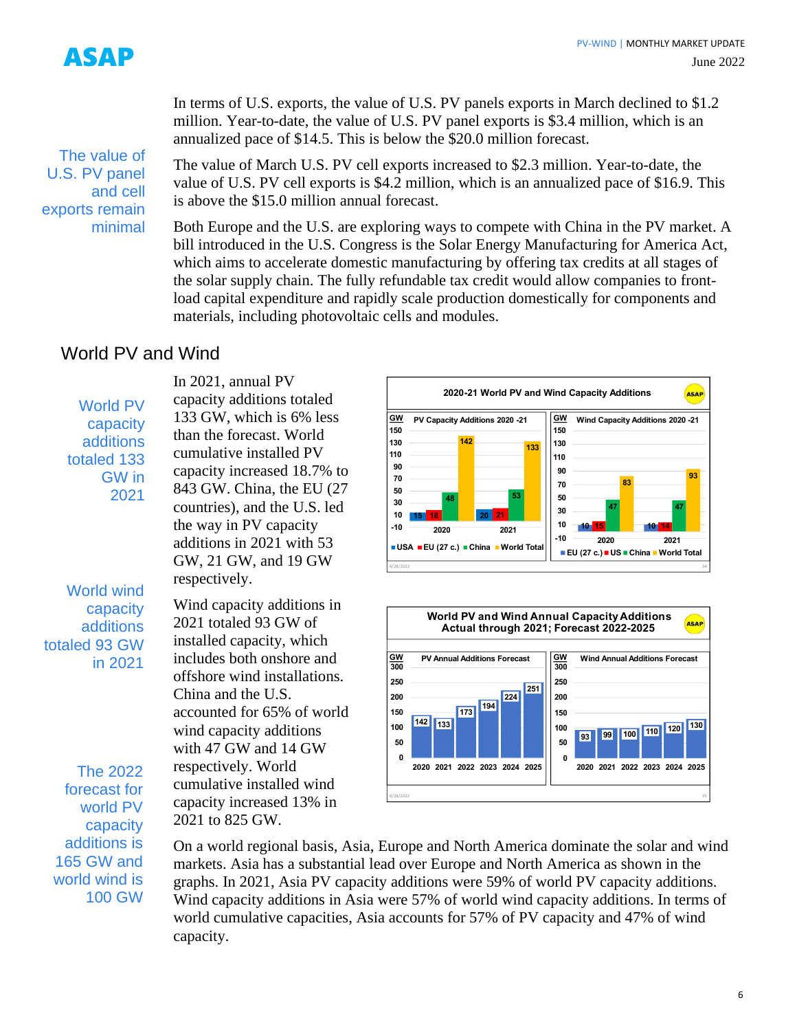The value of U.S. PV panel and cell exports remain minimal

In terms of U.S. exports, the value of U.S. PV panels exports in March declined to $1.2 million. Year-to-date, the value of U.S. PV panel exports is $3.4 million, which is an annualized pace of $14.5. This is below the $20.0 million forecast.

The value of March U.S. PV cell exports increased to $2.3 million. Year-to-date, the value of U.S. PV cell exports is $4.2 million, which is an annualized pace of $16.9. This is above the $15.0 million annual forecast.

Both Europe and the U.S. are exploring ways to compete with China in the PV market. A bill introduced in the U.S. Congress is the Solar Energy Manufacturing for America Act, which aims to accelerate domestic manufacturing by offering tax credits at all stages of the solar supply chain. The fully refundable tax credit would allow companies to front-load capital expenditure and rapidly scale production domestically for components and materials, including photovoltaic cells and modules.

## World PV and Wind

World PV capacity additions totaled 133 GW in 2021

In 2021, annual PV capacity additions totaled 133 GW, which is 6% less than the forecast. World cumulative installed PV capacity increased 18.7% to 843 GW. China, the EU (27 countries), and the U.S. led the way in PV capacity additions in 2021 with 53 GW, 21 GW, and 19 GW respectively.

World wind capacity additions totaled 93 GW in 2021

Wind capacity additions in 2021 totaled 93 GW of installed capacity, which includes both onshore and offshore wind installations. China and the U.S. accounted for 65% of world wind capacity additions with 47 GW and 14 GW respectively. World cumulative installed wind capacity increased 13% in 2021 to 825 GW.

The 2022 forecast for world PV capacity additions is 165 GW and world wind is 100 GW

2020-21 World PV and Wind Capacity Additions

PV Capacity Additions 2020 -21

GW

2020: 15, 18, 48, 142

2021: 20, 21, 53, 133

USA, EU (27 c.), China, World Total

Wind Capacity Additions 2020 -21

GW

2020: 10, 15, 47, 83

2021: 10, 14, 47, 93

EU (27 c.), US, China, World Total

World PV and Wind Annual Capacity Additions Actual through 2021; Forecast 2022-2025

PV Annual Additions Forecast

GW

2020: 142, 2021: 133, 2022: 173, 2023: 194, 2024: 224, 2025: 251

Wind Annual Additions Forecast

GW

2020: 93, 2021: 99, 2022: 100, 2023: 110, 2024: 120, 2025: 130

On a world regional basis, Asia, Europe and North America dominate the solar and wind markets. Asia has a substantial lead over Europe and North America as shown in the graphs. In 2021, Asia PV capacity additions were 59% of world PV capacity additions. Wind capacity additions in Asia were 57% of world wind capacity additions. In terms of world cumulative capacities, Asia accounts for 57% of PV capacity and 47% of wind capacity.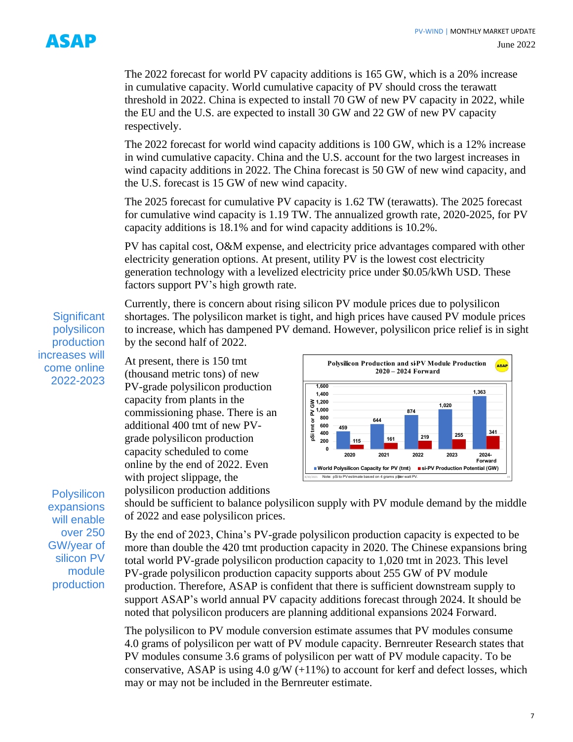The 2022 forecast for world PV capacity additions is 165 GW, which is a 20% increase in cumulative capacity. World cumulative capacity of PV should cross the terawatt threshold in 2022. China is expected to install 70 GW of new PV capacity in 2022, while the EU and the U.S. are expected to install 30 GW and 22 GW of new PV capacity respectively.

The 2022 forecast for world wind capacity additions is 100 GW, which is a 12% increase in wind cumulative capacity. China and the U.S. account for the two largest increases in wind capacity additions in 2022. The China forecast is 50 GW of new wind capacity, and the U.S. forecast is 15 GW of new wind capacity.

The 2025 forecast for cumulative PV capacity is 1.62 TW (terawatts). The 2025 forecast for cumulative wind capacity is 1.19 TW. The annualized growth rate, 2020-2025, for PV capacity additions is 18.1% and for wind capacity additions is 10.2%.

PV has capital cost, O&M expense, and electricity price advantages compared with other electricity generation options. At present, utility PV is the lowest cost electricity generation technology with a levelized electricity price under $0.05/kWh USD. These factors support PV's high growth rate.

*Significant polysilicon production increases will come online 2022-2023*

Currently, there is concern about rising silicon PV module prices due to polysilicon shortages. The polysilicon market is tight, and high prices have caused PV module prices to increase, which has dampened PV demand. However, polysilicon price relief is in sight by the second half of 2022.

At present, there is 150 tmt (thousand metric tons) of new PV-grade polysilicon production capacity from plants in the commissioning phase. There is an additional 400 tmt of new PV-grade polysilicon production capacity scheduled to come online by the end of 2022. Even with project slippage, the polysilicon production additions should be sufficient to balance polysilicon supply with PV module demand by the middle of 2022 and ease polysilicon prices.

**Polysilicon Production and si-PV Module Production 2020 – 2024 Forward**

| | 2020 | 2021 | 2022 | 2023 | 2024-Forward |
|---|---|---|---|---|---|
| World Polysilicon Capacity for PV (tmt) | 459 | 644 | 874 | 1,020 | 1,363 |
| si-PV Production Potential (GW) | 115 | 161 | 219 | 255 | 341 |

Note: pSi to PV estimate based on 4 grams per watt PV.

*Polysilicon expansions will enable over 250 GW/year of silicon PV module production*

By the end of 2023, China's PV-grade polysilicon production capacity is expected to be more than double the 420 tmt production capacity in 2020. The Chinese expansions bring total world PV-grade polysilicon production capacity to 1,020 tmt in 2023. This level PV-grade polysilicon production capacity supports about 255 GW of PV module production. Therefore, ASAP is confident that there is sufficient downstream supply to support ASAP's world annual PV capacity additions forecast through 2024. It should be noted that polysilicon producers are planning additional expansions 2024 Forward.

The polysilicon to PV module conversion estimate assumes that PV modules consume 4.0 grams of polysilicon per watt of PV module capacity. Bernreuter Research states that PV modules consume 3.6 grams of polysilicon per watt of PV module capacity. To be conservative, ASAP is using 4.0 g/W (+11%) to account for kerf and defect losses, which may or may not be included in the Bernreuter estimate.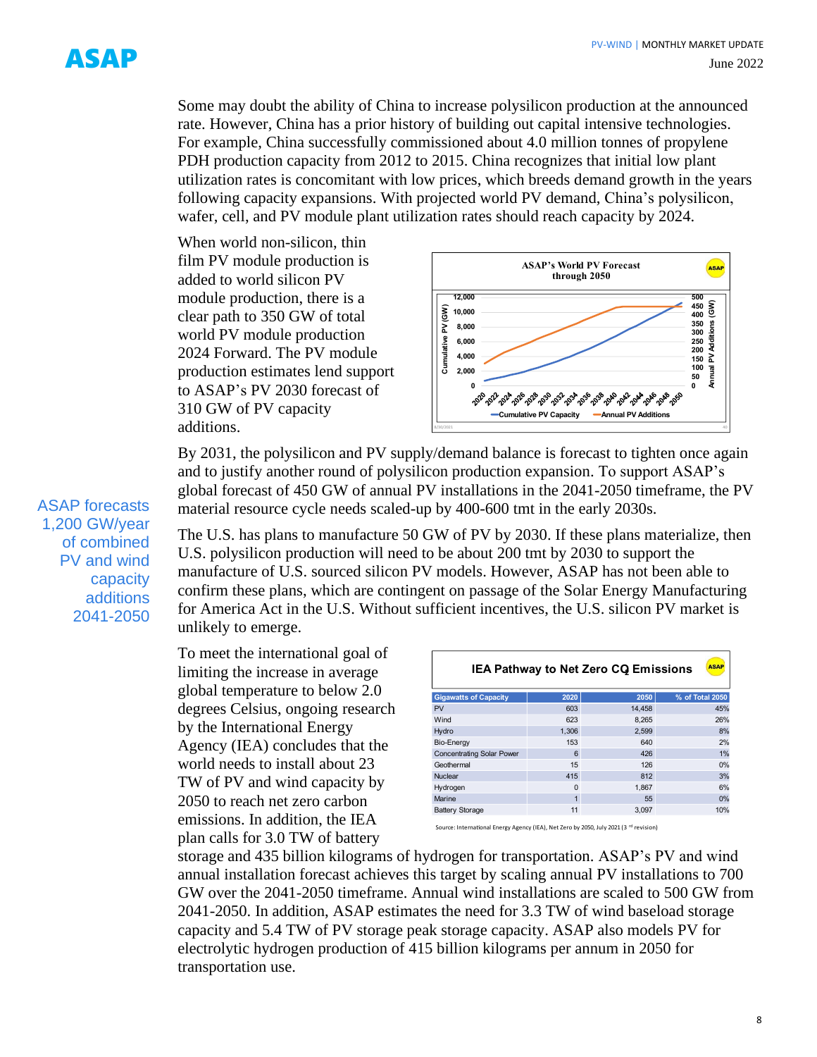Some may doubt the ability of China to increase polysilicon production at the announced rate. However, China has a prior history of building out capital intensive technologies. For example, China successfully commissioned about 4.0 million tonnes of propylene PDH production capacity from 2012 to 2015. China recognizes that initial low plant utilization rates is concomitant with low prices, which breeds demand growth in the years following capacity expansions. With projected world PV demand, China's polysilicon, wafer, cell, and PV module plant utilization rates should reach capacity by 2024.

When world non-silicon, thin film PV module production is added to world silicon PV module production, there is a clear path to 350 GW of total world PV module production 2024 Forward. The PV module production estimates lend support to ASAP's PV 2030 forecast of 310 GW of PV capacity additions.

ASAP's World PV Forecast through 2050

ASAP

Cumulative PV (GW)

12,000
10,000
8,000
6,000
4,000
2,000
0

Annual PV Additions (GW)

500
450
400
350
300
250
200
150
100
50
0

2020 2022 2024 2026 2028 2030 2032 2034 2036 2038 2040 2042 2044 2046 2048 2050

Cumulative PV Capacity
Annual PV Additions

By 2031, the polysilicon and PV supply/demand balance is forecast to tighten once again and to justify another round of polysilicon production expansion. To support ASAP's global forecast of 450 GW of annual PV installations in the 2041-2050 timeframe, the PV material resource cycle needs scaled-up by 400-600 tmt in the early 2030s.

ASAP forecasts 1,200 GW/year of combined PV and wind capacity additions 2041-2050

The U.S. has plans to manufacture 50 GW of PV by 2030. If these plans materialize, then U.S. polysilicon production will need to be about 200 tmt by 2030 to support the manufacture of U.S. sourced silicon PV models. However, ASAP has not been able to confirm these plans, which are contingent on passage of the Solar Energy Manufacturing for America Act in the U.S. Without sufficient incentives, the U.S. silicon PV market is unlikely to emerge.

To meet the international goal of limiting the increase in average global temperature to below 2.0 degrees Celsius, ongoing research by the International Energy Agency (IEA) concludes that the world needs to install about 23 TW of PV and wind capacity by 2050 to reach net zero carbon emissions. In addition, the IEA plan calls for 3.0 TW of battery storage and 435 billion kilograms of hydrogen for transportation. ASAP's PV and wind annual installation forecast achieves this target by scaling annual PV installations to 700 GW over the 2041-2050 timeframe. Annual wind installations are scaled to 500 GW from 2041-2050. In addition, ASAP estimates the need for 3.3 TW of wind baseload storage capacity and 5.4 TW of PV storage peak storage capacity. ASAP also models PV for electrolytic hydrogen production of 415 billion kilograms per annum in 2050 for transportation use.

**IEA Pathway to Net Zero $CO_2$ Emissions**

| Gigawatts of Capacity | 2020 | 2050 | % of Total 2050 |
|---|---|---|---|
| PV | 603 | 14,458 | 45% |
| Wind | 623 | 8,265 | 26% |
| Hydro | 1,306 | 2,599 | 8% |
| Bio-Energy | 153 | 640 | 2% |
| Concentrating Solar Power | 6 | 426 | 1% |
| Geothermal | 15 | 126 | 0% |
| Nuclear | 415 | 812 | 3% |
| Hydrogen | 0 | 1,867 | 6% |
| Marine | 1 | 55 | 0% |
| Battery Storage | 11 | 3,097 | 10% |

Source: International Energy Agency (IEA), Net Zero by 2050, July 2021 (3 rd revision)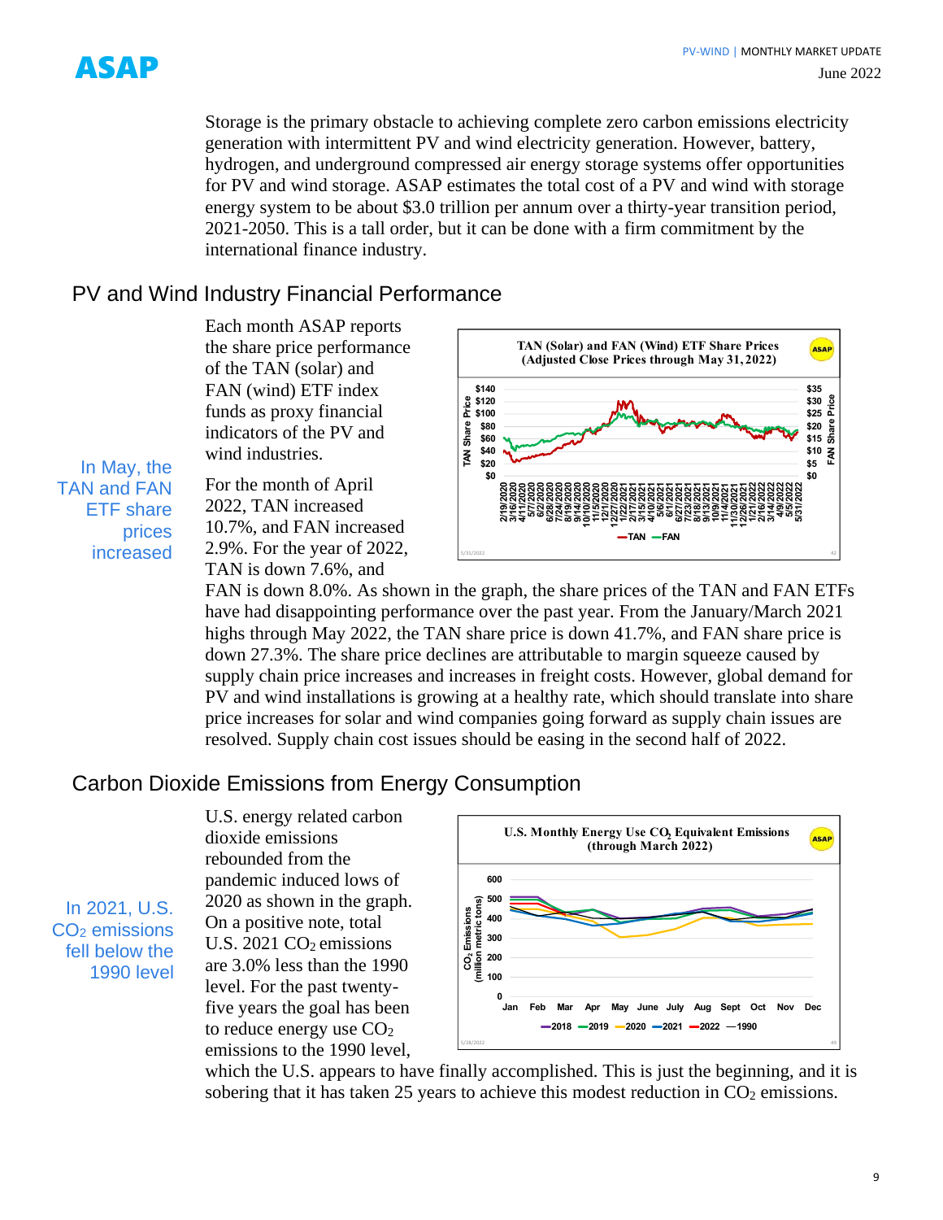Storage is the primary obstacle to achieving complete zero carbon emissions electricity generation with intermittent PV and wind electricity generation. However, battery, hydrogen, and underground compressed air energy storage systems offer opportunities for PV and wind storage. ASAP estimates the total cost of a PV and wind with storage energy system to be about $3.0 trillion per annum over a thirty-year transition period, 2021-2050. This is a tall order, but it can be done with a firm commitment by the international finance industry.

## PV and Wind Industry Financial Performance

In May, the TAN and FAN ETF share prices increased

Each month ASAP reports the share price performance of the TAN (solar) and FAN (wind) ETF index funds as proxy financial indicators of the PV and wind industries.

TAN (Solar) and FAN (Wind) ETF Share Prices
(Adjusted Close Prices through May 31, 2022)

TAN Share Price: $140, $120, $100, $80, $60, $40, $20, $0

FAN Share Price: $35, $30, $25, $20, $15, $10, $5, $0

2/19/2020, 3/16/2020, 4/11/2020, 5/7/2020, 6/2/2020, 6/28/2020, 7/24/2020, 8/19/2020, 9/14/2020, 10/10/2020, 11/5/2020, 12/1/2020, 12/27/2020, 1/22/2021, 2/17/2021, 3/15/2021, 4/10/2021, 5/6/2021, 6/1/2021, 6/27/2021, 7/23/2021, 8/18/2021, 9/13/2021, 10/9/2021, 11/4/2021, 11/30/2021, 12/26/2021, 1/21/2022, 2/16/2022, 3/14/2022, 4/9/2022, 5/5/2022, 5/31/2022

TAN FAN

For the month of April 2022, TAN increased 10.7%, and FAN increased 2.9%. For the year of 2022, TAN is down 7.6%, and FAN is down 8.0%. As shown in the graph, the share prices of the TAN and FAN ETFs have had disappointing performance over the past year. From the January/March 2021 highs through May 2022, the TAN share price is down 41.7%, and FAN share price is down 27.3%. The share price declines are attributable to margin squeeze caused by supply chain price increases and increases in freight costs. However, global demand for PV and wind installations is growing at a healthy rate, which should translate into share price increases for solar and wind companies going forward as supply chain issues are resolved. Supply chain cost issues should be easing in the second half of 2022.

## Carbon Dioxide Emissions from Energy Consumption

In 2021, U.S. $CO_2$ emissions fell below the 1990 level

U.S. energy related carbon dioxide emissions rebounded from the pandemic induced lows of 2020 as shown in the graph. On a positive note, total U.S. 2021 $CO_2$ emissions are 3.0% less than the 1990 level. For the past twenty-five years the goal has been to reduce energy use $CO_2$ emissions to the 1990 level, which the U.S. appears to have finally accomplished. This is just the beginning, and it is sobering that it has taken 25 years to achieve this modest reduction in $CO_2$ emissions.

U.S. Monthly Energy Use $CO_2$ Equivalent Emissions
(through March 2022)

$CO_2$ Emissions (million metric tons): 600, 500, 400, 300, 200, 100, 0

Jan Feb Mar Apr May June July Aug Sept Oct Nov Dec

2018 2019 2020 2021 2022 1990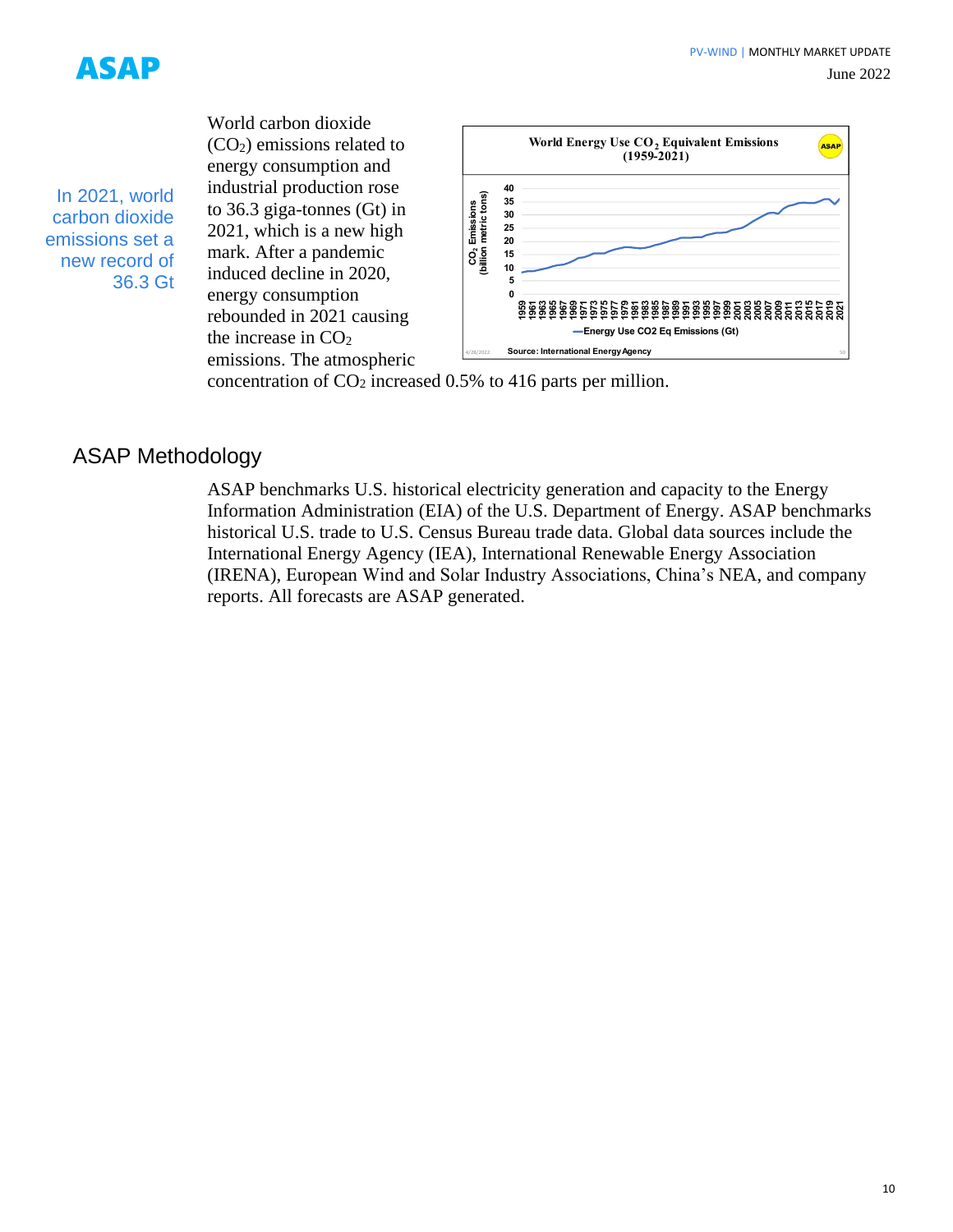In 2021, world carbon dioxide emissions set a new record of 36.3 Gt

World carbon dioxide ($CO_2$) emissions related to energy consumption and industrial production rose to 36.3 giga-tonnes (Gt) in 2021, which is a new high mark. After a pandemic induced decline in 2020, energy consumption rebounded in 2021 causing the increase in $CO_2$ emissions. The atmospheric concentration of $CO_2$ increased 0.5% to 416 parts per million.

World Energy Use $CO_2$ Equivalent Emissions (1959-2021)

ASAP

$CO_2$ Emissions (billion metric tons)

40
35
30
25
20
15
10
5
0

1959 1961 1963 1965 1967 1969 1971 1973 1975 1977 1979 1981 1983 1985 1987 1989 1991 1993 1995 1997 1999 2001 2003 2005 2007 2009 2011 2013 2015 2017 2019 2021

Energy Use CO2 Eq Emissions (Gt)

4/28/2022

Source: International Energy Agency

50

## ASAP Methodology

ASAP benchmarks U.S. historical electricity generation and capacity to the Energy Information Administration (EIA) of the U.S. Department of Energy. ASAP benchmarks historical U.S. trade to U.S. Census Bureau trade data. Global data sources include the International Energy Agency (IEA), International Renewable Energy Association (IRENA), European Wind and Solar Industry Associations, China's NEA, and company reports. All forecasts are ASAP generated.